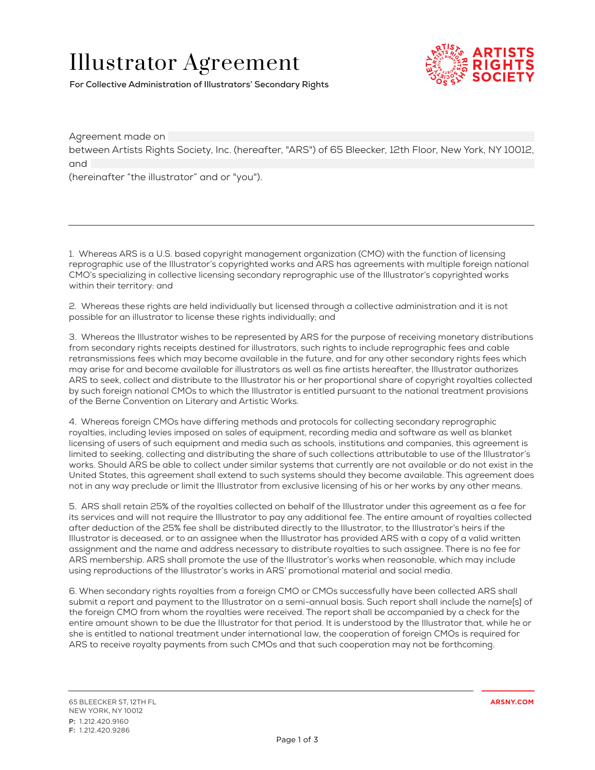# Illustrator Agreement

**For Collective Administration of Illustrators' Secondary Rights**

ARTISTS RIGHTS SOCIETY

Agreement made on

between Artists Rights Society, Inc. (hereafter, "ARS") of 65 Bleecker, 12th Floor, New York, NY 10012, and

(hereinafter "the illustrator" and or "you").

---

1. Whereas ARS is a U.S. based copyright management organization (CMO) with the function of licensing reprographic use of the Illustrator's copyrighted works and ARS has agreements with multiple foreign national CMO's specializing in collective licensing secondary reprographic use of the Illustrator's copyrighted works within their territory: and

2. Whereas these rights are held individually but licensed through a collective administration and it is not possible for an illustrator to license these rights individually; and

3. Whereas the Illustrator wishes to be represented by ARS for the purpose of receiving monetary distributions from secondary rights receipts destined for illustrators, such rights to include reprographic fees and cable retransmissions fees which may become available in the future, and for any other secondary rights fees which may arise for and become available for illustrators as well as fine artists hereafter, the Illustrator authorizes ARS to seek, collect and distribute to the Illustrator his or her proportional share of copyright royalties collected by such foreign national CMOs to which the Illustrator is entitled pursuant to the national treatment provisions of the Berne Convention on Literary and Artistic Works.

4. Whereas foreign CMOs have differing methods and protocols for collecting secondary reprographic royalties, including levies imposed on sales of equipment, recording media and software as well as blanket licensing of users of such equipment and media such as schools, institutions and companies, this agreement is limited to seeking, collecting and distributing the share of such collections attributable to use of the Illustrator's works. Should ARS be able to collect under similar systems that currently are not available or do not exist in the United States, this agreement shall extend to such systems should they become available. This agreement does not in any way preclude or limit the Illustrator from exclusive licensing of his or her works by any other means.

5. ARS shall retain 25% of the royalties collected on behalf of the Illustrator under this agreement as a fee for its services and will not require the Illustrator to pay any additional fee. The entire amount of royalties collected after deduction of the 25% fee shall be distributed directly to the Illustrator, to the Illustrator's heirs if the Illustrator is deceased, or to an assignee when the Illustrator has provided ARS with a copy of a valid written assignment and the name and address necessary to distribute royalties to such assignee. There is no fee for ARS membership. ARS shall promote the use of the Illustrator's works when reasonable, which may include using reproductions of the Illustrator's works in ARS' promotional material and social media.

6. When secondary rights royalties from a foreign CMO or CMOs successfully have been collected ARS shall submit a report and payment to the Illustrator on a semi-annual basis. Such report shall include the name[s] of the foreign CMO from whom the royalties were received. The report shall be accompanied by a check for the entire amount shown to be due the Illustrator for that period. It is understood by the Illustrator that, while he or she is entitled to national treatment under international law, the cooperation of foreign CMOs is required for ARS to receive royalty payments from such CMOs and that such cooperation may not be forthcoming.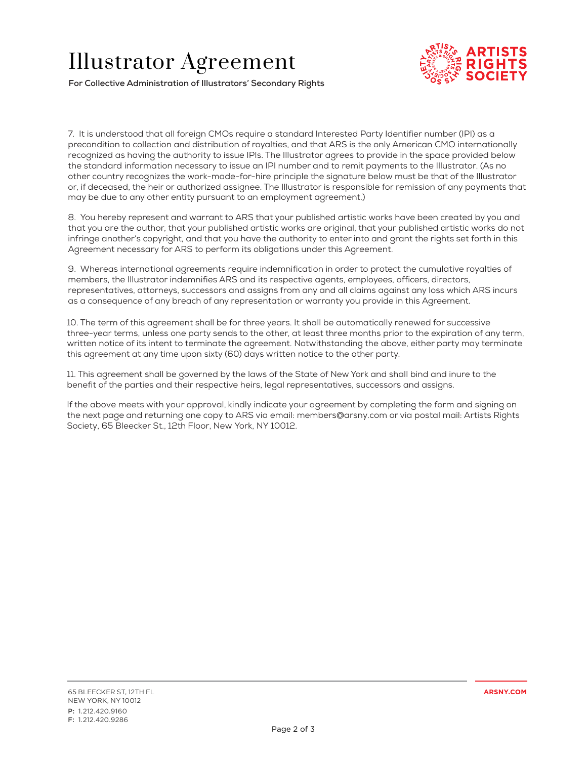7. It is understood that all foreign CMOs require a standard Interested Party Identifier number (IPI) as a precondition to collection and distribution of royalties, and that ARS is the only American CMO internationally recognized as having the authority to issue IPIs. The Illustrator agrees to provide in the space provided below the standard information necessary to issue an IPI number and to remit payments to the Illustrator. (As no other country recognizes the work-made-for-hire principle the signature below must be that of the Illustrator or, if deceased, the heir or authorized assignee. The Illustrator is responsible for remission of any payments that may be due to any other entity pursuant to an employment agreement.)

8. You hereby represent and warrant to ARS that your published artistic works have been created by you and that you are the author, that your published artistic works are original, that your published artistic works do not infringe another's copyright, and that you have the authority to enter into and grant the rights set forth in this Agreement necessary for ARS to perform its obligations under this Agreement.

9. Whereas international agreements require indemnification in order to protect the cumulative royalties of members, the Illustrator indemnifies ARS and its respective agents, employees, officers, directors, representatives, attorneys, successors and assigns from any and all claims against any loss which ARS incurs as a consequence of any breach of any representation or warranty you provide in this Agreement.

10. The term of this agreement shall be for three years. It shall be automatically renewed for successive three-year terms, unless one party sends to the other, at least three months prior to the expiration of any term, written notice of its intent to terminate the agreement. Notwithstanding the above, either party may terminate this agreement at any time upon sixty (60) days written notice to the other party.

11. This agreement shall be governed by the laws of the State of New York and shall bind and inure to the benefit of the parties and their respective heirs, legal representatives, successors and assigns.

If the above meets with your approval, kindly indicate your agreement by completing the form and signing on the next page and returning one copy to ARS via email: members@arsny.com or via postal mail: Artists Rights Society, 65 Bleecker St., 12th Floor, New York, NY 10012.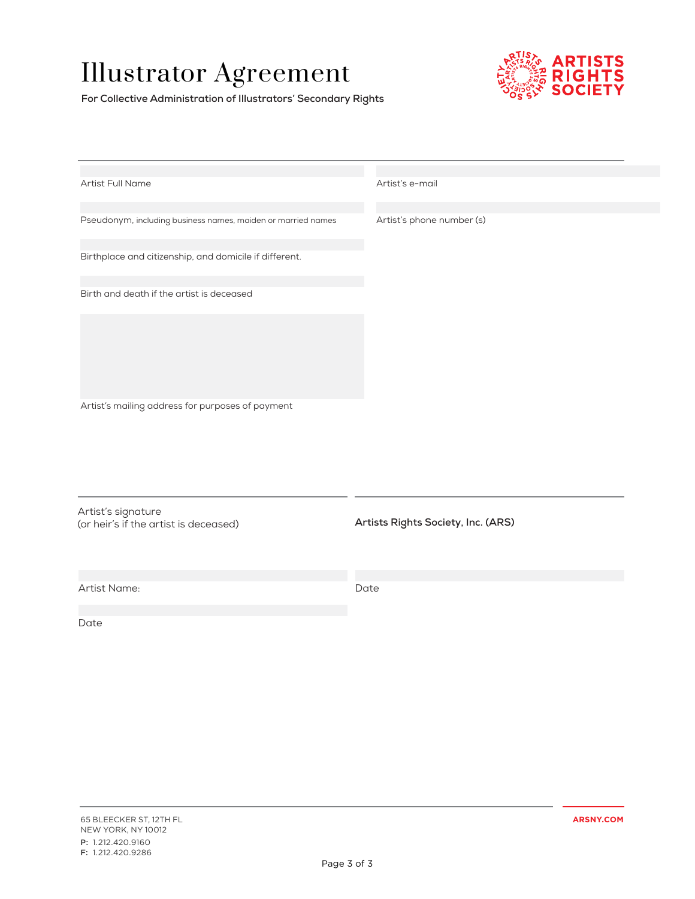# Illustrator Agreement

**For Collective Administration of Illustrators' Secondary Rights**

ARTISTS RIGHTS SOCIETY

Artist Full Name

Artist's e-mail

Pseudonym, including business names, maiden or married names

Artist's phone number (s)

Birthplace and citizenship, and domicile if different.

Birth and death if the artist is deceased

Artist's mailing address for purposes of payment

Artist's signature
(or heir's if the artist is deceased)

**Artists Rights Society, Inc. (ARS)**

Artist Name:

Date

Date

65 BLEECKER ST, 12TH FL
NEW YORK, NY 10012
**P:** 1.212.420.9160
**F:** 1.212.420.9286

**ARSNY.COM**